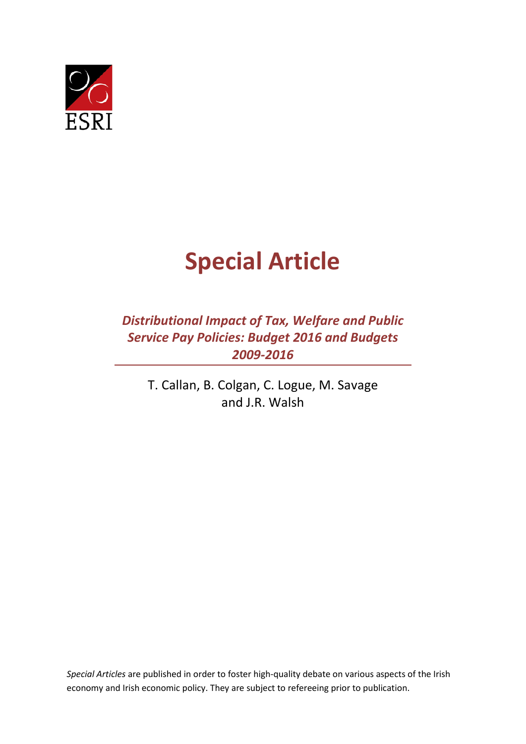ESRI

# Special Article

## *Distributional Impact of Tax, Welfare and Public Service Pay Policies: Budget 2016 and Budgets 2009-2016*

T. Callan, B. Colgan, C. Logue, M. Savage and J.R. Walsh

*Special Articles* are published in order to foster high-quality debate on various aspects of the Irish economy and Irish economic policy. They are subject to refereeing prior to publication.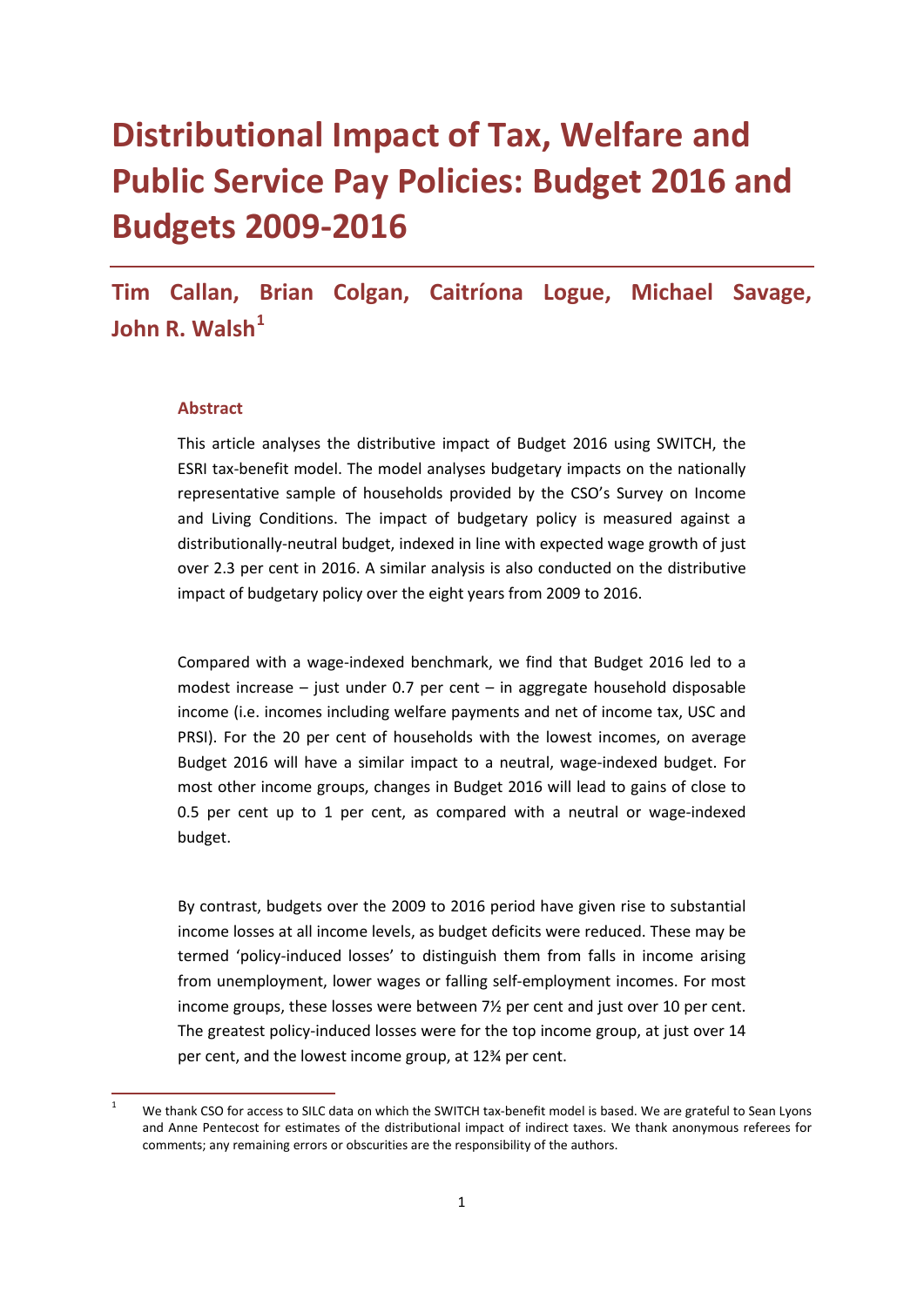# Distributional Impact of Tax, Welfare and Public Service Pay Policies: Budget 2016 and Budgets 2009-2016

## Tim Callan, Brian Colgan, Caitríona Logue, Michael Savage, John R. Walsh[1]

### Abstract

This article analyses the distributive impact of Budget 2016 using SWITCH, the ESRI tax-benefit model. The model analyses budgetary impacts on the nationally representative sample of households provided by the CSO's Survey on Income and Living Conditions. The impact of budgetary policy is measured against a distributionally-neutral budget, indexed in line with expected wage growth of just over 2.3 per cent in 2016. A similar analysis is also conducted on the distributive impact of budgetary policy over the eight years from 2009 to 2016.

Compared with a wage-indexed benchmark, we find that Budget 2016 led to a modest increase – just under 0.7 per cent – in aggregate household disposable income (i.e. incomes including welfare payments and net of income tax, USC and PRSI). For the 20 per cent of households with the lowest incomes, on average Budget 2016 will have a similar impact to a neutral, wage-indexed budget. For most other income groups, changes in Budget 2016 will lead to gains of close to 0.5 per cent up to 1 per cent, as compared with a neutral or wage-indexed budget.

By contrast, budgets over the 2009 to 2016 period have given rise to substantial income losses at all income levels, as budget deficits were reduced. These may be termed 'policy-induced losses' to distinguish them from falls in income arising from unemployment, lower wages or falling self-employment incomes. For most income groups, these losses were between 7½ per cent and just over 10 per cent. The greatest policy-induced losses were for the top income group, at just over 14 per cent, and the lowest income group, at 12¾ per cent.

[1] We thank CSO for access to SILC data on which the SWITCH tax-benefit model is based. We are grateful to Sean Lyons and Anne Pentecost for estimates of the distributional impact of indirect taxes. We thank anonymous referees for comments; any remaining errors or obscurities are the responsibility of the authors.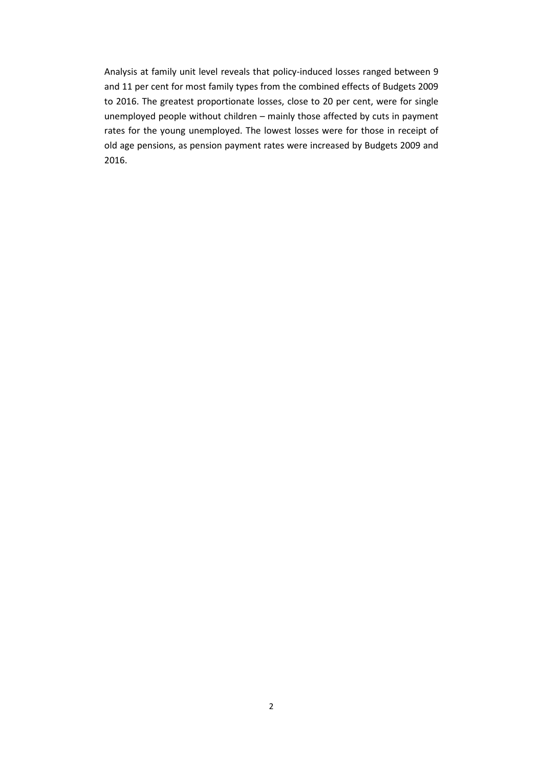Analysis at family unit level reveals that policy-induced losses ranged between 9 and 11 per cent for most family types from the combined effects of Budgets 2009 to 2016. The greatest proportionate losses, close to 20 per cent, were for single unemployed people without children – mainly those affected by cuts in payment rates for the young unemployed. The lowest losses were for those in receipt of old age pensions, as pension payment rates were increased by Budgets 2009 and 2016.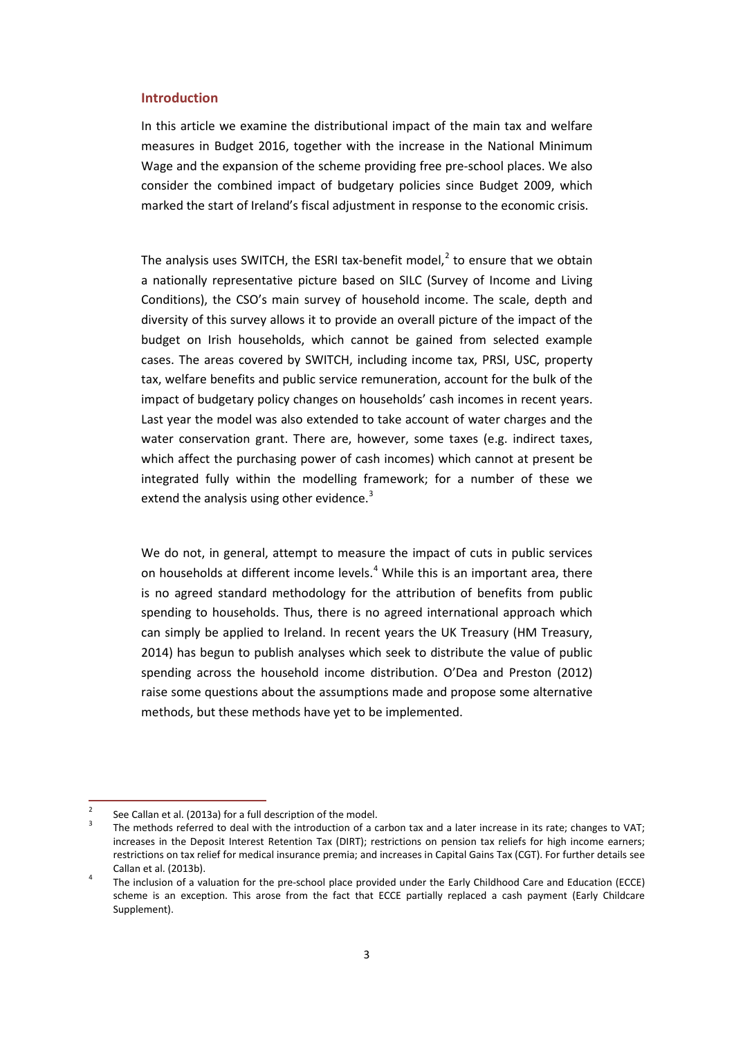## Introduction

In this article we examine the distributional impact of the main tax and welfare measures in Budget 2016, together with the increase in the National Minimum Wage and the expansion of the scheme providing free pre-school places. We also consider the combined impact of budgetary policies since Budget 2009, which marked the start of Ireland's fiscal adjustment in response to the economic crisis.

The analysis uses SWITCH, the ESRI tax-benefit model,[2] to ensure that we obtain a nationally representative picture based on SILC (Survey of Income and Living Conditions), the CSO's main survey of household income. The scale, depth and diversity of this survey allows it to provide an overall picture of the impact of the budget on Irish households, which cannot be gained from selected example cases. The areas covered by SWITCH, including income tax, PRSI, USC, property tax, welfare benefits and public service remuneration, account for the bulk of the impact of budgetary policy changes on households' cash incomes in recent years. Last year the model was also extended to take account of water charges and the water conservation grant. There are, however, some taxes (e.g. indirect taxes, which affect the purchasing power of cash incomes) which cannot at present be integrated fully within the modelling framework; for a number of these we extend the analysis using other evidence.[3]

We do not, in general, attempt to measure the impact of cuts in public services on households at different income levels.[4] While this is an important area, there is no agreed standard methodology for the attribution of benefits from public spending to households. Thus, there is no agreed international approach which can simply be applied to Ireland. In recent years the UK Treasury (HM Treasury, 2014) has begun to publish analyses which seek to distribute the value of public spending across the household income distribution. O'Dea and Preston (2012) raise some questions about the assumptions made and propose some alternative methods, but these methods have yet to be implemented.

[2] See Callan et al. (2013a) for a full description of the model.

[3] The methods referred to deal with the introduction of a carbon tax and a later increase in its rate; changes to VAT; increases in the Deposit Interest Retention Tax (DIRT); restrictions on pension tax reliefs for high income earners; restrictions on tax relief for medical insurance premia; and increases in Capital Gains Tax (CGT). For further details see Callan et al. (2013b).

[4] The inclusion of a valuation for the pre-school place provided under the Early Childhood Care and Education (ECCE) scheme is an exception. This arose from the fact that ECCE partially replaced a cash payment (Early Childcare Supplement).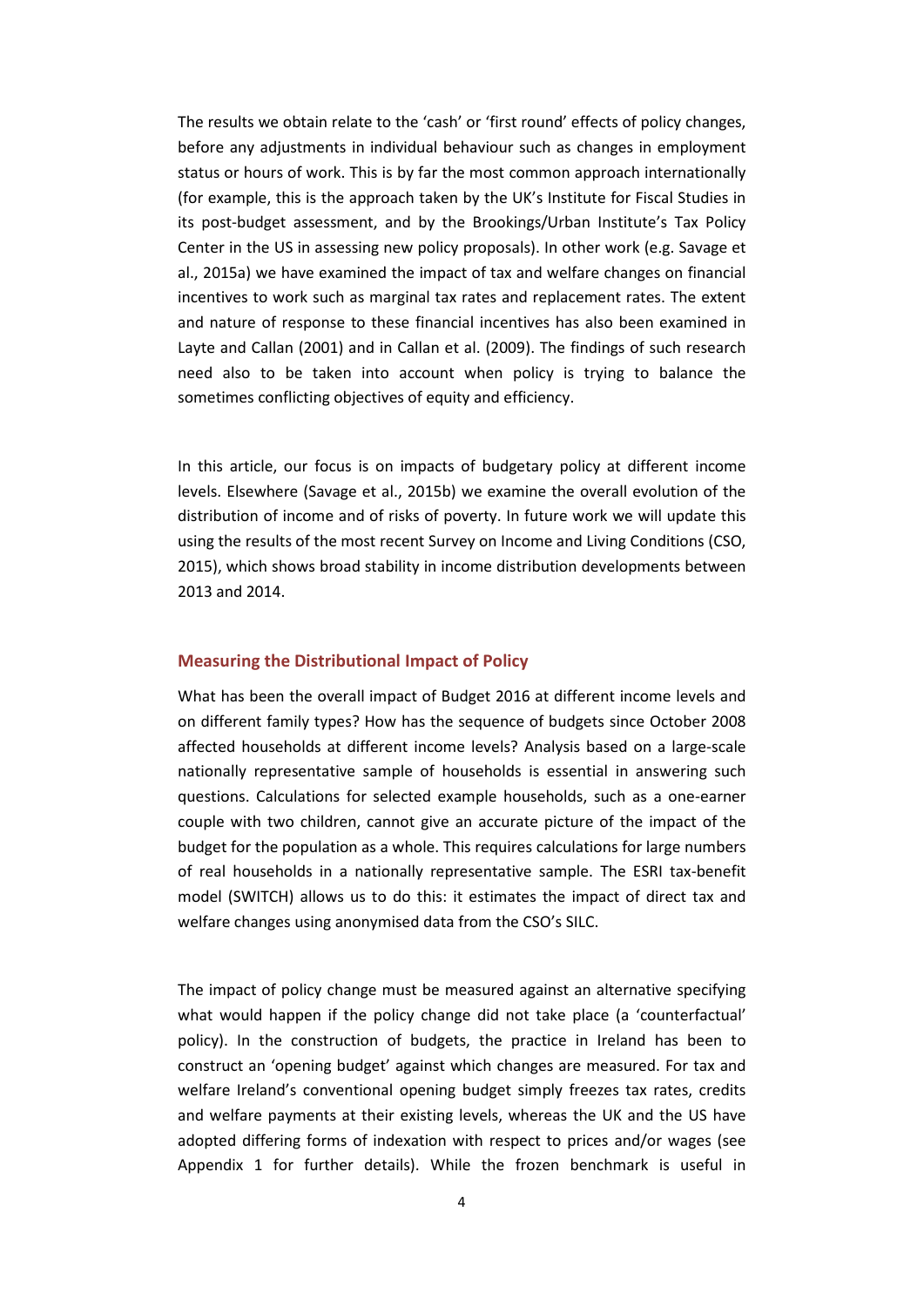The results we obtain relate to the 'cash' or 'first round' effects of policy changes, before any adjustments in individual behaviour such as changes in employment status or hours of work. This is by far the most common approach internationally (for example, this is the approach taken by the UK's Institute for Fiscal Studies in its post-budget assessment, and by the Brookings/Urban Institute's Tax Policy Center in the US in assessing new policy proposals). In other work (e.g. Savage et al., 2015a) we have examined the impact of tax and welfare changes on financial incentives to work such as marginal tax rates and replacement rates. The extent and nature of response to these financial incentives has also been examined in Layte and Callan (2001) and in Callan et al. (2009). The findings of such research need also to be taken into account when policy is trying to balance the sometimes conflicting objectives of equity and efficiency.

In this article, our focus is on impacts of budgetary policy at different income levels. Elsewhere (Savage et al., 2015b) we examine the overall evolution of the distribution of income and of risks of poverty. In future work we will update this using the results of the most recent Survey on Income and Living Conditions (CSO, 2015), which shows broad stability in income distribution developments between 2013 and 2014.

## Measuring the Distributional Impact of Policy

What has been the overall impact of Budget 2016 at different income levels and on different family types? How has the sequence of budgets since October 2008 affected households at different income levels? Analysis based on a large-scale nationally representative sample of households is essential in answering such questions. Calculations for selected example households, such as a one-earner couple with two children, cannot give an accurate picture of the impact of the budget for the population as a whole. This requires calculations for large numbers of real households in a nationally representative sample. The ESRI tax-benefit model (SWITCH) allows us to do this: it estimates the impact of direct tax and welfare changes using anonymised data from the CSO's SILC.

The impact of policy change must be measured against an alternative specifying what would happen if the policy change did not take place (a 'counterfactual' policy). In the construction of budgets, the practice in Ireland has been to construct an 'opening budget' against which changes are measured. For tax and welfare Ireland's conventional opening budget simply freezes tax rates, credits and welfare payments at their existing levels, whereas the UK and the US have adopted differing forms of indexation with respect to prices and/or wages (see Appendix 1 for further details). While the frozen benchmark is useful in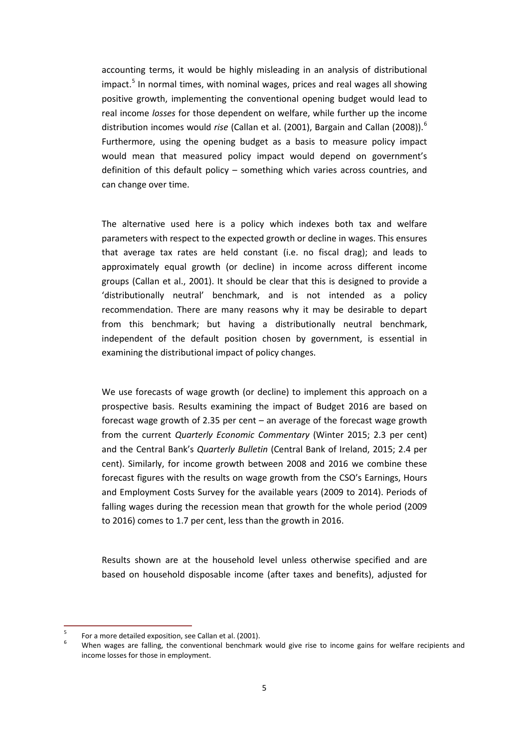accounting terms, it would be highly misleading in an analysis of distributional impact.[5] In normal times, with nominal wages, prices and real wages all showing positive growth, implementing the conventional opening budget would lead to real income *losses* for those dependent on welfare, while further up the income distribution incomes would *rise* (Callan et al. (2001), Bargain and Callan (2008)).[6] Furthermore, using the opening budget as a basis to measure policy impact would mean that measured policy impact would depend on government's definition of this default policy – something which varies across countries, and can change over time.

The alternative used here is a policy which indexes both tax and welfare parameters with respect to the expected growth or decline in wages. This ensures that average tax rates are held constant (i.e. no fiscal drag); and leads to approximately equal growth (or decline) in income across different income groups (Callan et al., 2001). It should be clear that this is designed to provide a 'distributionally neutral' benchmark, and is not intended as a policy recommendation. There are many reasons why it may be desirable to depart from this benchmark; but having a distributionally neutral benchmark, independent of the default position chosen by government, is essential in examining the distributional impact of policy changes.

We use forecasts of wage growth (or decline) to implement this approach on a prospective basis. Results examining the impact of Budget 2016 are based on forecast wage growth of 2.35 per cent – an average of the forecast wage growth from the current *Quarterly Economic Commentary* (Winter 2015; 2.3 per cent) and the Central Bank's *Quarterly Bulletin* (Central Bank of Ireland, 2015; 2.4 per cent). Similarly, for income growth between 2008 and 2016 we combine these forecast figures with the results on wage growth from the CSO's Earnings, Hours and Employment Costs Survey for the available years (2009 to 2014). Periods of falling wages during the recession mean that growth for the whole period (2009 to 2016) comes to 1.7 per cent, less than the growth in 2016.

Results shown are at the household level unless otherwise specified and are based on household disposable income (after taxes and benefits), adjusted for

---

[5] For a more detailed exposition, see Callan et al. (2001).

[6] When wages are falling, the conventional benchmark would give rise to income gains for welfare recipients and income losses for those in employment.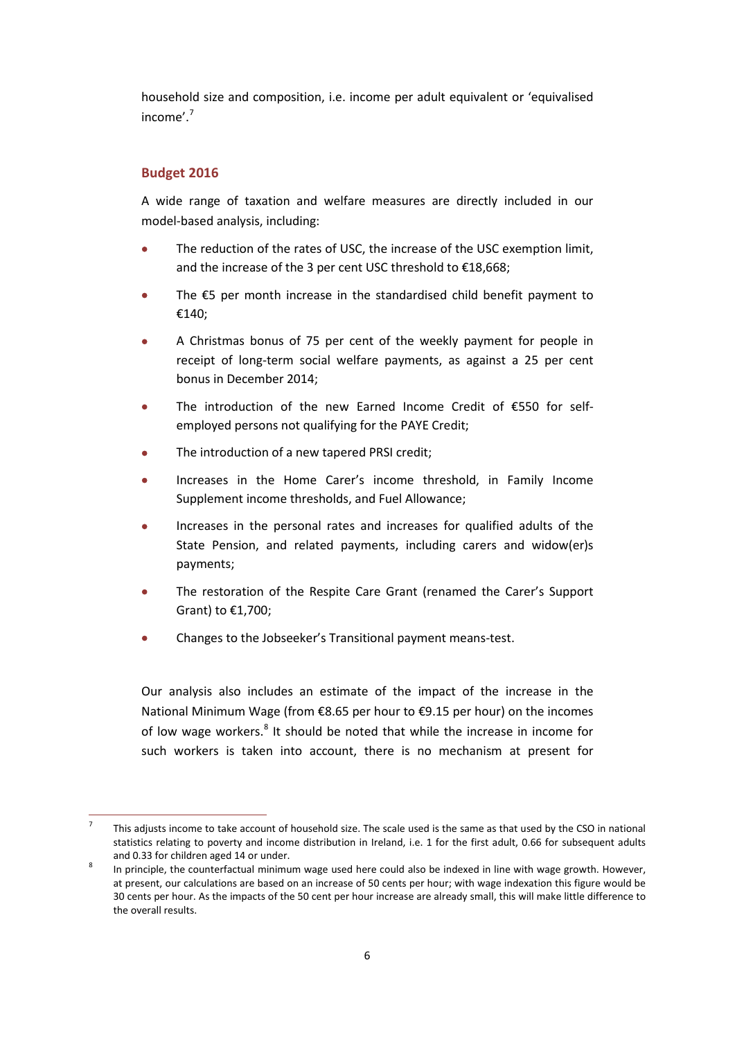household size and composition, i.e. income per adult equivalent or 'equivalised income'.[7]

## Budget 2016

A wide range of taxation and welfare measures are directly included in our model-based analysis, including:

- The reduction of the rates of USC, the increase of the USC exemption limit, and the increase of the 3 per cent USC threshold to €18,668;
- The €5 per month increase in the standardised child benefit payment to €140;
- A Christmas bonus of 75 per cent of the weekly payment for people in receipt of long-term social welfare payments, as against a 25 per cent bonus in December 2014;
- The introduction of the new Earned Income Credit of €550 for self-employed persons not qualifying for the PAYE Credit;
- The introduction of a new tapered PRSI credit;
- Increases in the Home Carer's income threshold, in Family Income Supplement income thresholds, and Fuel Allowance;
- Increases in the personal rates and increases for qualified adults of the State Pension, and related payments, including carers and widow(er)s payments;
- The restoration of the Respite Care Grant (renamed the Carer's Support Grant) to €1,700;
- Changes to the Jobseeker's Transitional payment means-test.

Our analysis also includes an estimate of the impact of the increase in the National Minimum Wage (from €8.65 per hour to €9.15 per hour) on the incomes of low wage workers.[8] It should be noted that while the increase in income for such workers is taken into account, there is no mechanism at present for

---

[7] This adjusts income to take account of household size. The scale used is the same as that used by the CSO in national statistics relating to poverty and income distribution in Ireland, i.e. 1 for the first adult, 0.66 for subsequent adults and 0.33 for children aged 14 or under.

[8] In principle, the counterfactual minimum wage used here could also be indexed in line with wage growth. However, at present, our calculations are based on an increase of 50 cents per hour; with wage indexation this figure would be 30 cents per hour. As the impacts of the 50 cent per hour increase are already small, this will make little difference to the overall results.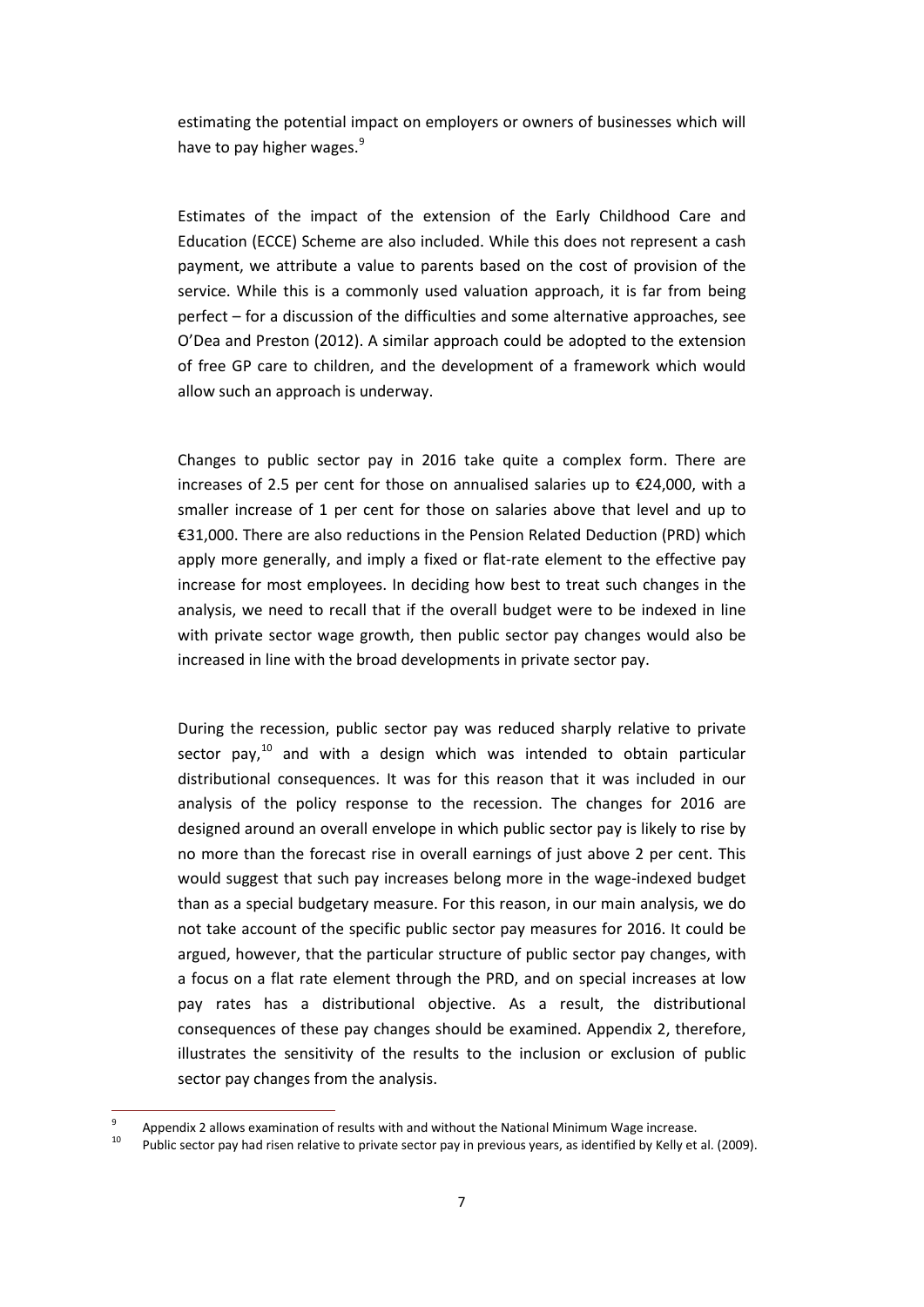estimating the potential impact on employers or owners of businesses which will have to pay higher wages.[9]

Estimates of the impact of the extension of the Early Childhood Care and Education (ECCE) Scheme are also included. While this does not represent a cash payment, we attribute a value to parents based on the cost of provision of the service. While this is a commonly used valuation approach, it is far from being perfect – for a discussion of the difficulties and some alternative approaches, see O'Dea and Preston (2012). A similar approach could be adopted to the extension of free GP care to children, and the development of a framework which would allow such an approach is underway.

Changes to public sector pay in 2016 take quite a complex form. There are increases of 2.5 per cent for those on annualised salaries up to €24,000, with a smaller increase of 1 per cent for those on salaries above that level and up to €31,000. There are also reductions in the Pension Related Deduction (PRD) which apply more generally, and imply a fixed or flat-rate element to the effective pay increase for most employees. In deciding how best to treat such changes in the analysis, we need to recall that if the overall budget were to be indexed in line with private sector wage growth, then public sector pay changes would also be increased in line with the broad developments in private sector pay.

During the recession, public sector pay was reduced sharply relative to private sector pay,[10] and with a design which was intended to obtain particular distributional consequences. It was for this reason that it was included in our analysis of the policy response to the recession. The changes for 2016 are designed around an overall envelope in which public sector pay is likely to rise by no more than the forecast rise in overall earnings of just above 2 per cent. This would suggest that such pay increases belong more in the wage-indexed budget than as a special budgetary measure. For this reason, in our main analysis, we do not take account of the specific public sector pay measures for 2016. It could be argued, however, that the particular structure of public sector pay changes, with a focus on a flat rate element through the PRD, and on special increases at low pay rates has a distributional objective. As a result, the distributional consequences of these pay changes should be examined. Appendix 2, therefore, illustrates the sensitivity of the results to the inclusion or exclusion of public sector pay changes from the analysis.

[9] Appendix 2 allows examination of results with and without the National Minimum Wage increase.

[10] Public sector pay had risen relative to private sector pay in previous years, as identified by Kelly et al. (2009).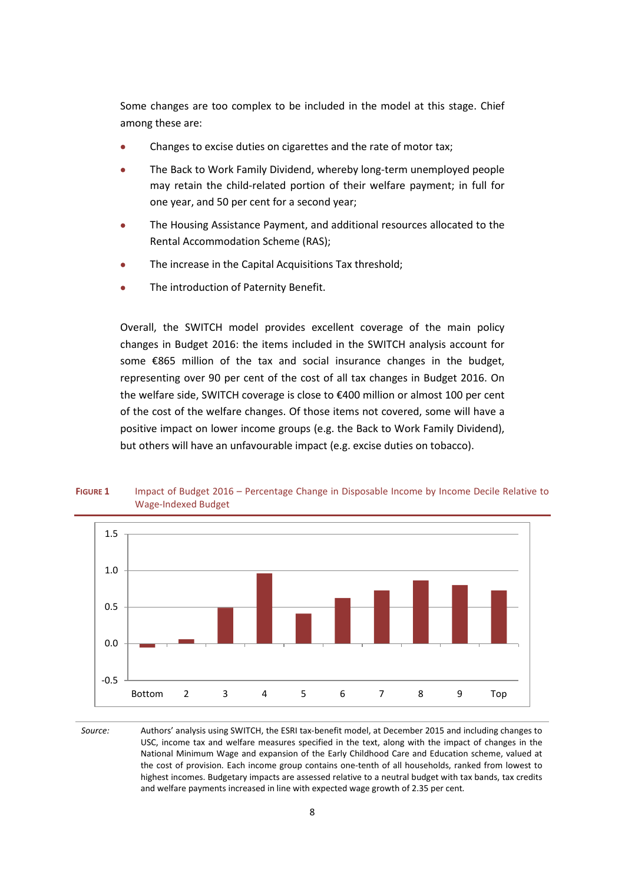Some changes are too complex to be included in the model at this stage. Chief among these are:

- Changes to excise duties on cigarettes and the rate of motor tax;
- The Back to Work Family Dividend, whereby long-term unemployed people may retain the child-related portion of their welfare payment; in full for one year, and 50 per cent for a second year;
- The Housing Assistance Payment, and additional resources allocated to the Rental Accommodation Scheme (RAS);
- The increase in the Capital Acquisitions Tax threshold;
- The introduction of Paternity Benefit.

Overall, the SWITCH model provides excellent coverage of the main policy changes in Budget 2016: the items included in the SWITCH analysis account for some €865 million of the tax and social insurance changes in the budget, representing over 90 per cent of the cost of all tax changes in Budget 2016. On the welfare side, SWITCH coverage is close to €400 million or almost 100 per cent of the cost of the welfare changes. Of those items not covered, some will have a positive impact on lower income groups (e.g. the Back to Work Family Dividend), but others will have an unfavourable impact (e.g. excise duties on tobacco).

**FIGURE 1** Impact of Budget 2016 – Percentage Change in Disposable Income by Income Decile Relative to Wage-Indexed Budget

*Source:* Authors' analysis using SWITCH, the ESRI tax-benefit model, at December 2015 and including changes to USC, income tax and welfare measures specified in the text, along with the impact of changes in the National Minimum Wage and expansion of the Early Childhood Care and Education scheme, valued at the cost of provision. Each income group contains one-tenth of all households, ranked from lowest to highest incomes. Budgetary impacts are assessed relative to a neutral budget with tax bands, tax credits and welfare payments increased in line with expected wage growth of 2.35 per cent.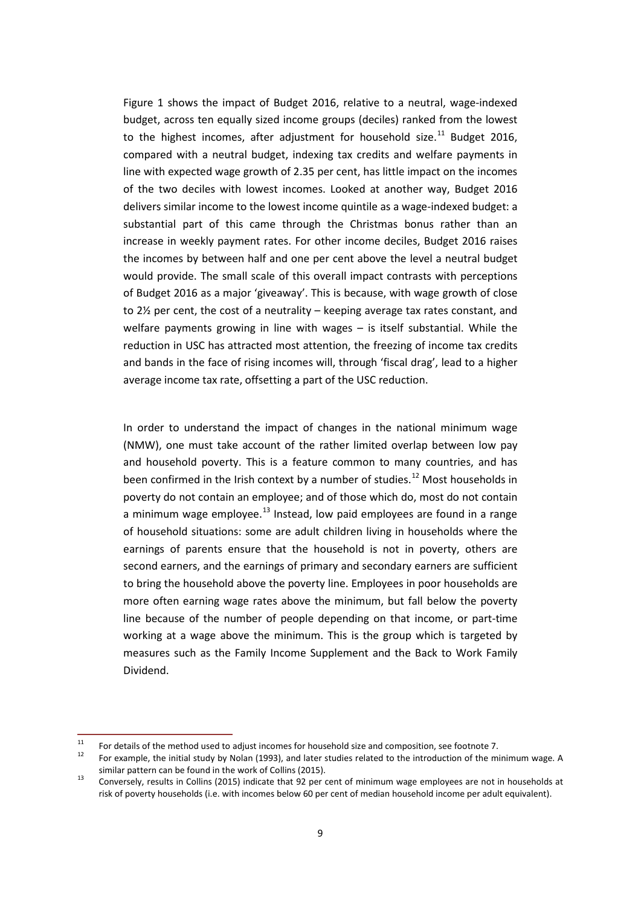Figure 1 shows the impact of Budget 2016, relative to a neutral, wage-indexed budget, across ten equally sized income groups (deciles) ranked from the lowest to the highest incomes, after adjustment for household size.[11] Budget 2016, compared with a neutral budget, indexing tax credits and welfare payments in line with expected wage growth of 2.35 per cent, has little impact on the incomes of the two deciles with lowest incomes. Looked at another way, Budget 2016 delivers similar income to the lowest income quintile as a wage-indexed budget: a substantial part of this came through the Christmas bonus rather than an increase in weekly payment rates. For other income deciles, Budget 2016 raises the incomes by between half and one per cent above the level a neutral budget would provide. The small scale of this overall impact contrasts with perceptions of Budget 2016 as a major 'giveaway'. This is because, with wage growth of close to 2½ per cent, the cost of a neutrality – keeping average tax rates constant, and welfare payments growing in line with wages – is itself substantial. While the reduction in USC has attracted most attention, the freezing of income tax credits and bands in the face of rising incomes will, through 'fiscal drag', lead to a higher average income tax rate, offsetting a part of the USC reduction.

In order to understand the impact of changes in the national minimum wage (NMW), one must take account of the rather limited overlap between low pay and household poverty. This is a feature common to many countries, and has been confirmed in the Irish context by a number of studies.[12] Most households in poverty do not contain an employee; and of those which do, most do not contain a minimum wage employee.[13] Instead, low paid employees are found in a range of household situations: some are adult children living in households where the earnings of parents ensure that the household is not in poverty, others are second earners, and the earnings of primary and secondary earners are sufficient to bring the household above the poverty line. Employees in poor households are more often earning wage rates above the minimum, but fall below the poverty line because of the number of people depending on that income, or part-time working at a wage above the minimum. This is the group which is targeted by measures such as the Family Income Supplement and the Back to Work Family Dividend.

---

[11] For details of the method used to adjust incomes for household size and composition, see footnote 7.

[12] For example, the initial study by Nolan (1993), and later studies related to the introduction of the minimum wage. A similar pattern can be found in the work of Collins (2015).

[13] Conversely, results in Collins (2015) indicate that 92 per cent of minimum wage employees are not in households at risk of poverty households (i.e. with incomes below 60 per cent of median household income per adult equivalent).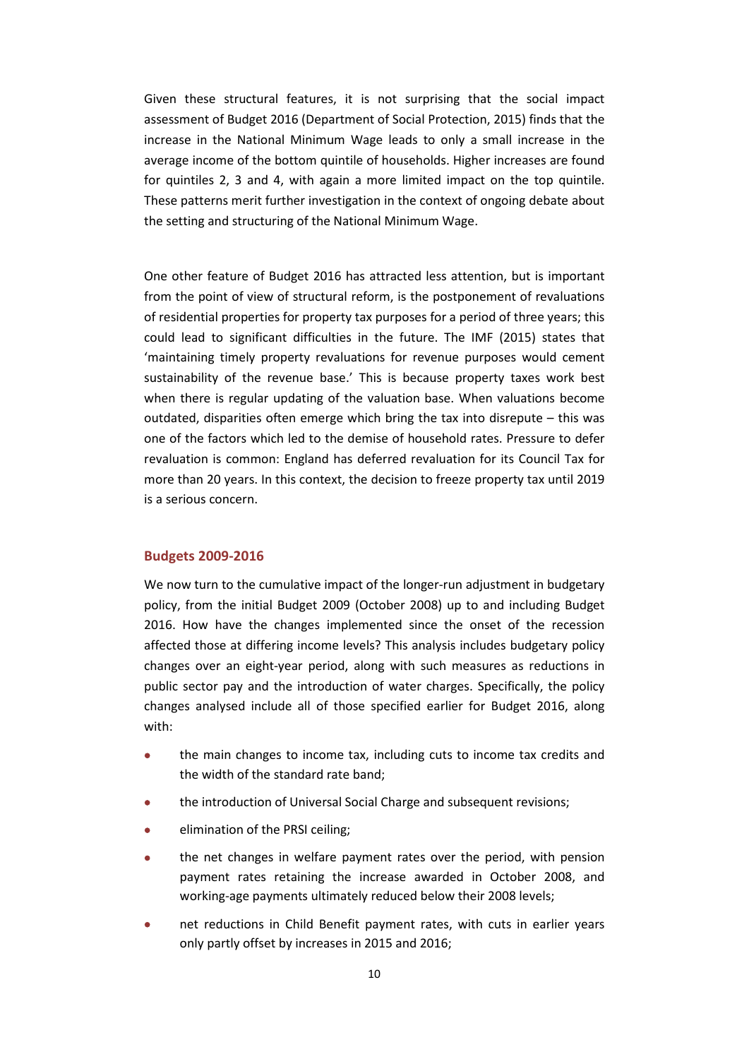Given these structural features, it is not surprising that the social impact assessment of Budget 2016 (Department of Social Protection, 2015) finds that the increase in the National Minimum Wage leads to only a small increase in the average income of the bottom quintile of households. Higher increases are found for quintiles 2, 3 and 4, with again a more limited impact on the top quintile. These patterns merit further investigation in the context of ongoing debate about the setting and structuring of the National Minimum Wage.

One other feature of Budget 2016 has attracted less attention, but is important from the point of view of structural reform, is the postponement of revaluations of residential properties for property tax purposes for a period of three years; this could lead to significant difficulties in the future. The IMF (2015) states that 'maintaining timely property revaluations for revenue purposes would cement sustainability of the revenue base.' This is because property taxes work best when there is regular updating of the valuation base. When valuations become outdated, disparities often emerge which bring the tax into disrepute – this was one of the factors which led to the demise of household rates. Pressure to defer revaluation is common: England has deferred revaluation for its Council Tax for more than 20 years. In this context, the decision to freeze property tax until 2019 is a serious concern.

### Budgets 2009-2016

We now turn to the cumulative impact of the longer-run adjustment in budgetary policy, from the initial Budget 2009 (October 2008) up to and including Budget 2016. How have the changes implemented since the onset of the recession affected those at differing income levels? This analysis includes budgetary policy changes over an eight-year period, along with such measures as reductions in public sector pay and the introduction of water charges. Specifically, the policy changes analysed include all of those specified earlier for Budget 2016, along with:

- the main changes to income tax, including cuts to income tax credits and the width of the standard rate band;
- the introduction of Universal Social Charge and subsequent revisions;
- elimination of the PRSI ceiling;
- the net changes in welfare payment rates over the period, with pension payment rates retaining the increase awarded in October 2008, and working-age payments ultimately reduced below their 2008 levels;
- net reductions in Child Benefit payment rates, with cuts in earlier years only partly offset by increases in 2015 and 2016;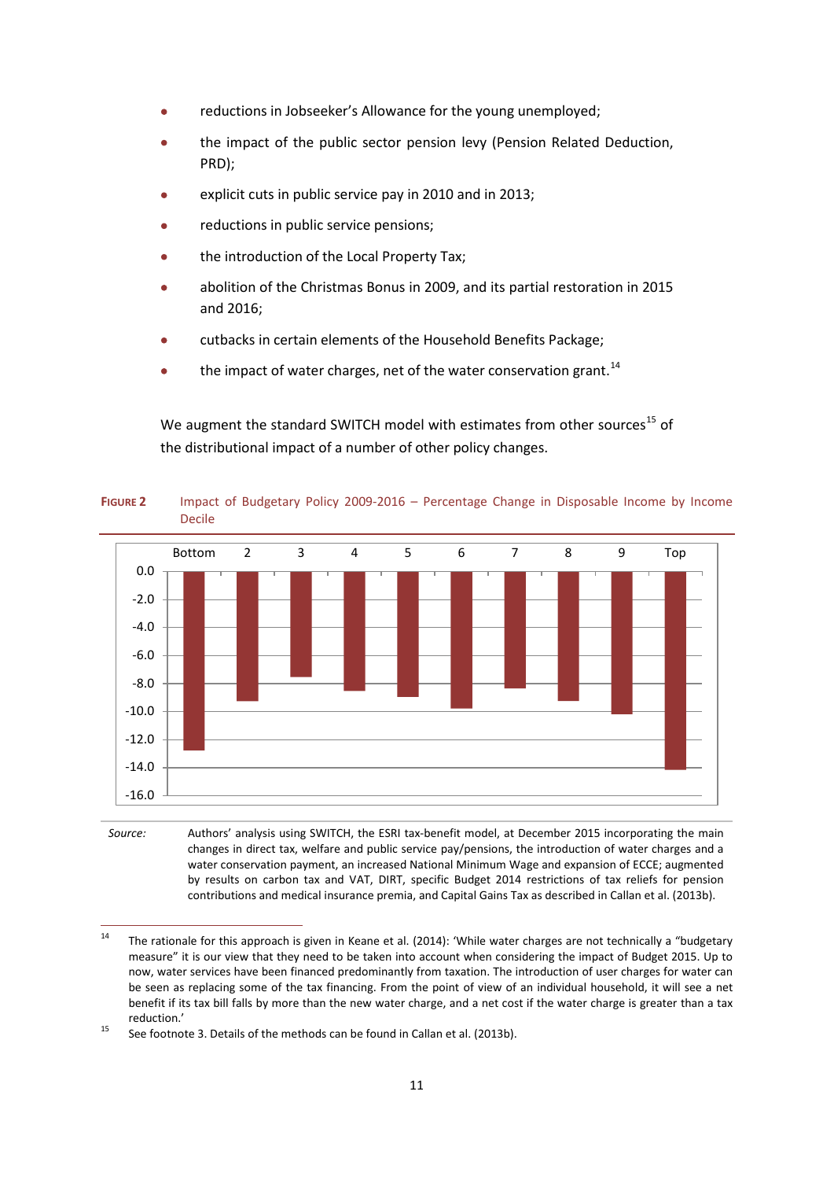- reductions in Jobseeker's Allowance for the young unemployed;
- the impact of the public sector pension levy (Pension Related Deduction, PRD);
- explicit cuts in public service pay in 2010 and in 2013;
- reductions in public service pensions;
- the introduction of the Local Property Tax;
- abolition of the Christmas Bonus in 2009, and its partial restoration in 2015 and 2016;
- cutbacks in certain elements of the Household Benefits Package;
- the impact of water charges, net of the water conservation grant.[14]

We augment the standard SWITCH model with estimates from other sources[15] of the distributional impact of a number of other policy changes.

**FIGURE 2** Impact of Budgetary Policy 2009-2016 – Percentage Change in Disposable Income by Income Decile

| Decile | Bottom | 2 | 3 | 4 | 5 | 6 | 7 | 8 | 9 | Top |
|---|---|---|---|---|---|---|---|---|---|---|
| % change (approx.) | -12.7 | -9.2 | -7.5 | -8.5 | -8.9 | -9.7 | -8.3 | -9.2 | -10.2 | -14.1 |

*Source:* Authors' analysis using SWITCH, the ESRI tax-benefit model, at December 2015 incorporating the main changes in direct tax, welfare and public service pay/pensions, the introduction of water charges and a water conservation payment, an increased National Minimum Wage and expansion of ECCE; augmented by results on carbon tax and VAT, DIRT, specific Budget 2014 restrictions of tax reliefs for pension contributions and medical insurance premia, and Capital Gains Tax as described in Callan et al. (2013b).

[14] The rationale for this approach is given in Keane et al. (2014): 'While water charges are not technically a "budgetary measure" it is our view that they need to be taken into account when considering the impact of Budget 2015. Up to now, water services have been financed predominantly from taxation. The introduction of user charges for water can be seen as replacing some of the tax financing. From the point of view of an individual household, it will see a net benefit if its tax bill falls by more than the new water charge, and a net cost if the water charge is greater than a tax reduction.'

[15] See footnote 3. Details of the methods can be found in Callan et al. (2013b).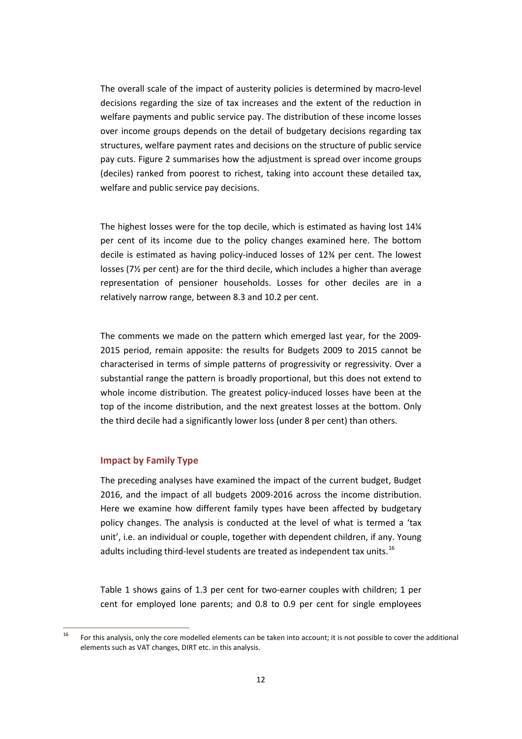The overall scale of the impact of austerity policies is determined by macro-level decisions regarding the size of tax increases and the extent of the reduction in welfare payments and public service pay. The distribution of these income losses over income groups depends on the detail of budgetary decisions regarding tax structures, welfare payment rates and decisions on the structure of public service pay cuts. Figure 2 summarises how the adjustment is spread over income groups (deciles) ranked from poorest to richest, taking into account these detailed tax, welfare and public service pay decisions.

The highest losses were for the top decile, which is estimated as having lost 14¼ per cent of its income due to the policy changes examined here. The bottom decile is estimated as having policy-induced losses of 12¾ per cent. The lowest losses (7½ per cent) are for the third decile, which includes a higher than average representation of pensioner households. Losses for other deciles are in a relatively narrow range, between 8.3 and 10.2 per cent.

The comments we made on the pattern which emerged last year, for the 2009-2015 period, remain apposite: the results for Budgets 2009 to 2015 cannot be characterised in terms of simple patterns of progressivity or regressivity. Over a substantial range the pattern is broadly proportional, but this does not extend to whole income distribution. The greatest policy-induced losses have been at the top of the income distribution, and the next greatest losses at the bottom. Only the third decile had a significantly lower loss (under 8 per cent) than others.

### Impact by Family Type

The preceding analyses have examined the impact of the current budget, Budget 2016, and the impact of all budgets 2009-2016 across the income distribution. Here we examine how different family types have been affected by budgetary policy changes. The analysis is conducted at the level of what is termed a 'tax unit', i.e. an individual or couple, together with dependent children, if any. Young adults including third-level students are treated as independent tax units.[16]

Table 1 shows gains of 1.3 per cent for two-earner couples with children; 1 per cent for employed lone parents; and 0.8 to 0.9 per cent for single employees

---

[16] For this analysis, only the core modelled elements can be taken into account; it is not possible to cover the additional elements such as VAT changes, DIRT etc. in this analysis.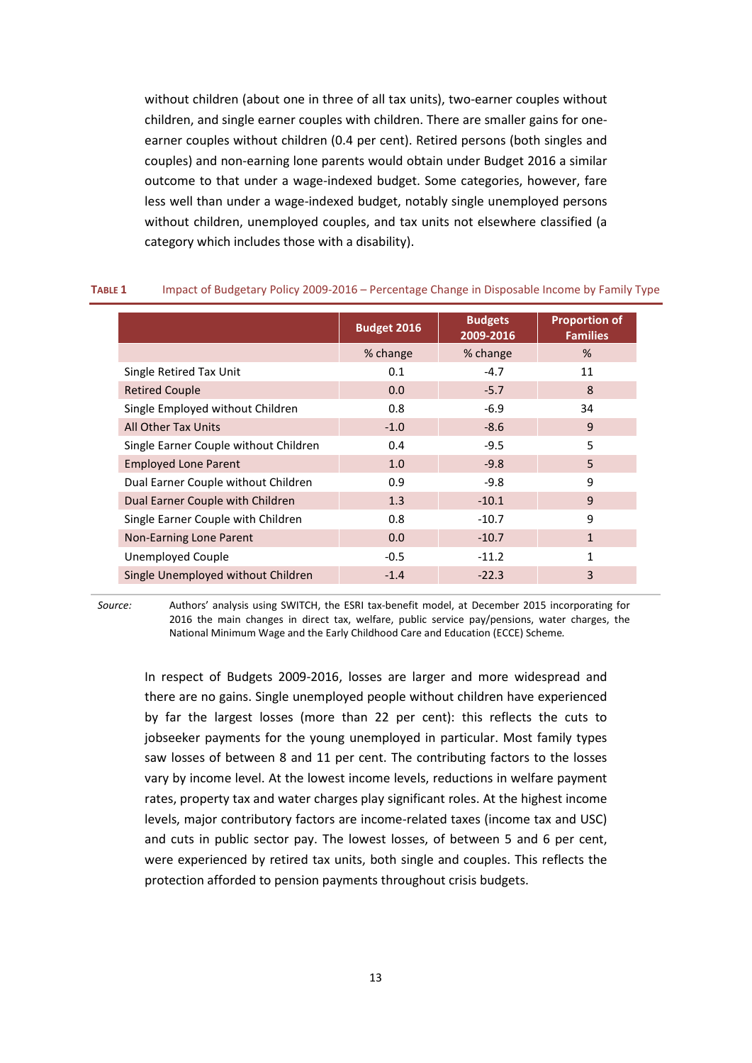without children (about one in three of all tax units), two-earner couples without children, and single earner couples with children. There are smaller gains for one-earner couples without children (0.4 per cent). Retired persons (both singles and couples) and non-earning lone parents would obtain under Budget 2016 a similar outcome to that under a wage-indexed budget. Some categories, however, fare less well than under a wage-indexed budget, notably single unemployed persons without children, unemployed couples, and tax units not elsewhere classified (a category which includes those with a disability).

**TABLE 1** Impact of Budgetary Policy 2009-2016 – Percentage Change in Disposable Income by Family Type

| | Budget 2016 | Budgets 2009-2016 | Proportion of Families |
|---|---|---|---|
| | % change | % change | % |
| Single Retired Tax Unit | 0.1 | -4.7 | 11 |
| Retired Couple | 0.0 | -5.7 | 8 |
| Single Employed without Children | 0.8 | -6.9 | 34 |
| All Other Tax Units | -1.0 | -8.6 | 9 |
| Single Earner Couple without Children | 0.4 | -9.5 | 5 |
| Employed Lone Parent | 1.0 | -9.8 | 5 |
| Dual Earner Couple without Children | 0.9 | -9.8 | 9 |
| Dual Earner Couple with Children | 1.3 | -10.1 | 9 |
| Single Earner Couple with Children | 0.8 | -10.7 | 9 |
| Non-Earning Lone Parent | 0.0 | -10.7 | 1 |
| Unemployed Couple | -0.5 | -11.2 | 1 |
| Single Unemployed without Children | -1.4 | -22.3 | 3 |

*Source:* Authors' analysis using SWITCH, the ESRI tax-benefit model, at December 2015 incorporating for 2016 the main changes in direct tax, welfare, public service pay/pensions, water charges, the National Minimum Wage and the Early Childhood Care and Education (ECCE) Scheme.

In respect of Budgets 2009-2016, losses are larger and more widespread and there are no gains. Single unemployed people without children have experienced by far the largest losses (more than 22 per cent): this reflects the cuts to jobseeker payments for the young unemployed in particular. Most family types saw losses of between 8 and 11 per cent. The contributing factors to the losses vary by income level. At the lowest income levels, reductions in welfare payment rates, property tax and water charges play significant roles. At the highest income levels, major contributory factors are income-related taxes (income tax and USC) and cuts in public sector pay. The lowest losses, of between 5 and 6 per cent, were experienced by retired tax units, both single and couples. This reflects the protection afforded to pension payments throughout crisis budgets.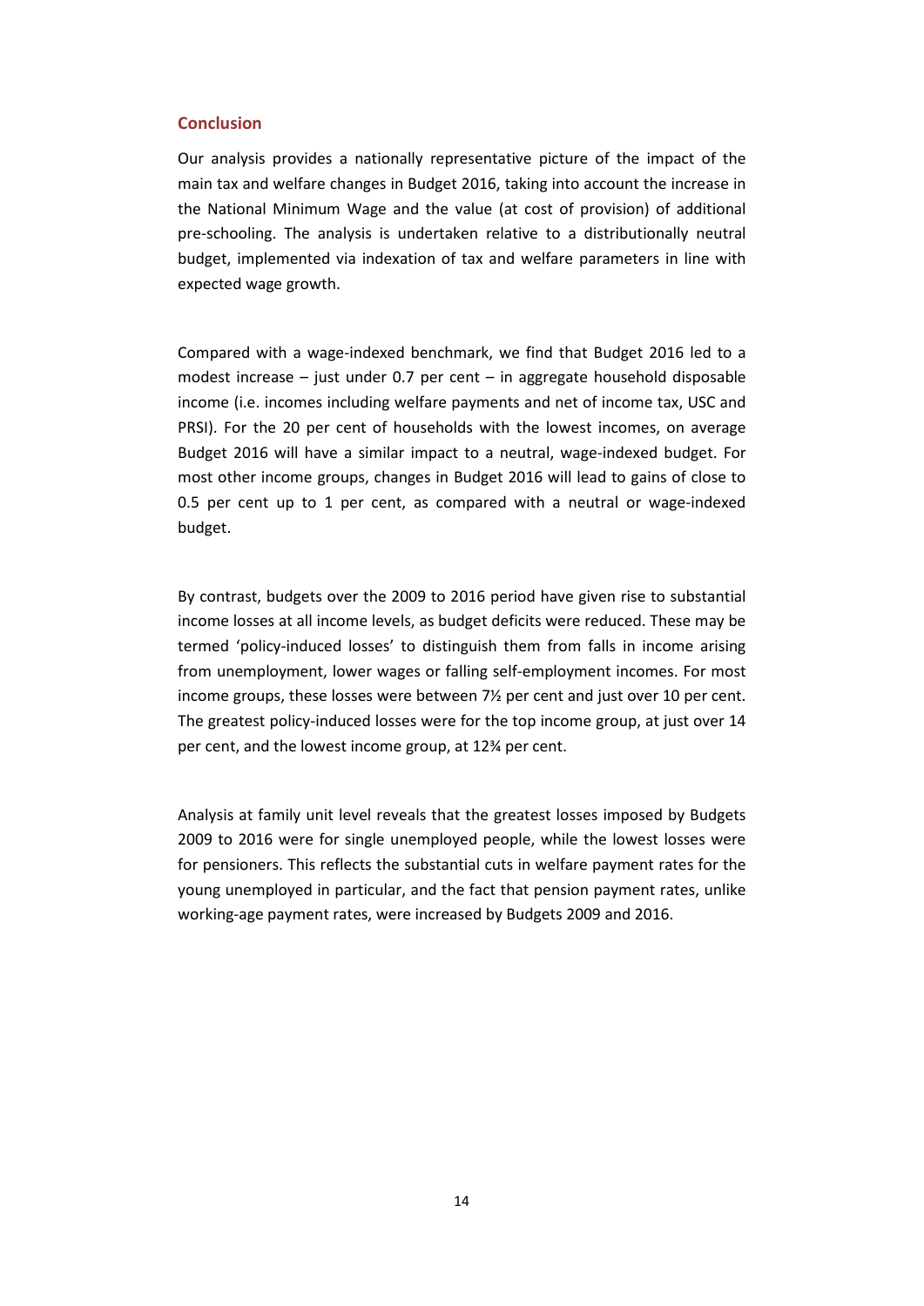## Conclusion

Our analysis provides a nationally representative picture of the impact of the main tax and welfare changes in Budget 2016, taking into account the increase in the National Minimum Wage and the value (at cost of provision) of additional pre-schooling. The analysis is undertaken relative to a distributionally neutral budget, implemented via indexation of tax and welfare parameters in line with expected wage growth.

Compared with a wage-indexed benchmark, we find that Budget 2016 led to a modest increase – just under 0.7 per cent – in aggregate household disposable income (i.e. incomes including welfare payments and net of income tax, USC and PRSI). For the 20 per cent of households with the lowest incomes, on average Budget 2016 will have a similar impact to a neutral, wage-indexed budget. For most other income groups, changes in Budget 2016 will lead to gains of close to 0.5 per cent up to 1 per cent, as compared with a neutral or wage-indexed budget.

By contrast, budgets over the 2009 to 2016 period have given rise to substantial income losses at all income levels, as budget deficits were reduced. These may be termed 'policy-induced losses' to distinguish them from falls in income arising from unemployment, lower wages or falling self-employment incomes. For most income groups, these losses were between 7½ per cent and just over 10 per cent. The greatest policy-induced losses were for the top income group, at just over 14 per cent, and the lowest income group, at 12¾ per cent.

Analysis at family unit level reveals that the greatest losses imposed by Budgets 2009 to 2016 were for single unemployed people, while the lowest losses were for pensioners. This reflects the substantial cuts in welfare payment rates for the young unemployed in particular, and the fact that pension payment rates, unlike working-age payment rates, were increased by Budgets 2009 and 2016.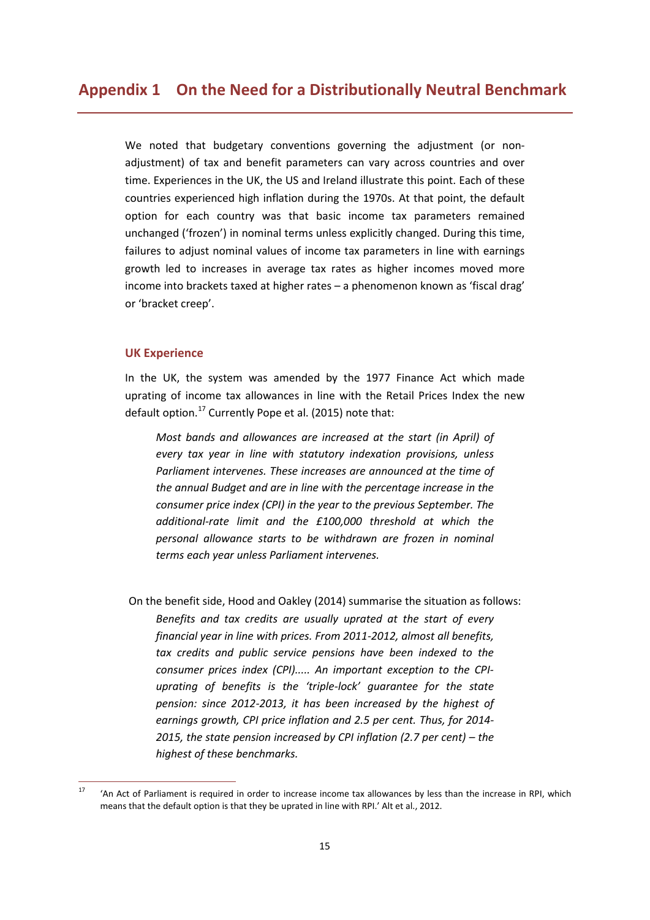# Appendix 1 On the Need for a Distributionally Neutral Benchmark

We noted that budgetary conventions governing the adjustment (or non-adjustment) of tax and benefit parameters can vary across countries and over time. Experiences in the UK, the US and Ireland illustrate this point. Each of these countries experienced high inflation during the 1970s. At that point, the default option for each country was that basic income tax parameters remained unchanged ('frozen') in nominal terms unless explicitly changed. During this time, failures to adjust nominal values of income tax parameters in line with earnings growth led to increases in average tax rates as higher incomes moved more income into brackets taxed at higher rates – a phenomenon known as 'fiscal drag' or 'bracket creep'.

### UK Experience

In the UK, the system was amended by the 1977 Finance Act which made uprating of income tax allowances in line with the Retail Prices Index the new default option.[17] Currently Pope et al. (2015) note that:

> *Most bands and allowances are increased at the start (in April) of every tax year in line with statutory indexation provisions, unless Parliament intervenes. These increases are announced at the time of the annual Budget and are in line with the percentage increase in the consumer price index (CPI) in the year to the previous September. The additional-rate limit and the £100,000 threshold at which the personal allowance starts to be withdrawn are frozen in nominal terms each year unless Parliament intervenes.*

On the benefit side, Hood and Oakley (2014) summarise the situation as follows:

> *Benefits and tax credits are usually uprated at the start of every financial year in line with prices. From 2011-2012, almost all benefits, tax credits and public service pensions have been indexed to the consumer prices index (CPI)..... An important exception to the CPI-uprating of benefits is the 'triple-lock' guarantee for the state pension: since 2012-2013, it has been increased by the highest of earnings growth, CPI price inflation and 2.5 per cent. Thus, for 2014-2015, the state pension increased by CPI inflation (2.7 per cent) – the highest of these benchmarks.*

[17] 'An Act of Parliament is required in order to increase income tax allowances by less than the increase in RPI, which means that the default option is that they be uprated in line with RPI.' Alt et al., 2012.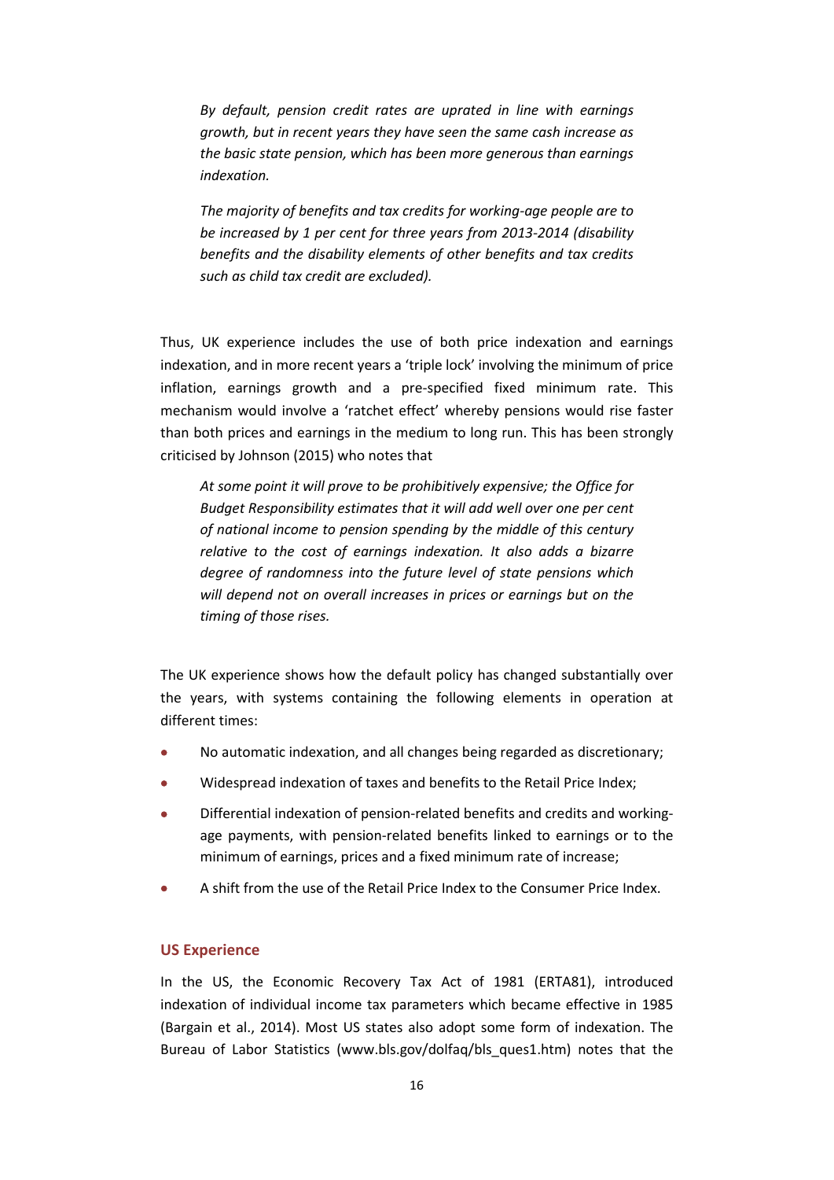> *By default, pension credit rates are uprated in line with earnings growth, but in recent years they have seen the same cash increase as the basic state pension, which has been more generous than earnings indexation.*
>
> *The majority of benefits and tax credits for working-age people are to be increased by 1 per cent for three years from 2013-2014 (disability benefits and the disability elements of other benefits and tax credits such as child tax credit are excluded).*

Thus, UK experience includes the use of both price indexation and earnings indexation, and in more recent years a 'triple lock' involving the minimum of price inflation, earnings growth and a pre-specified fixed minimum rate. This mechanism would involve a 'ratchet effect' whereby pensions would rise faster than both prices and earnings in the medium to long run. This has been strongly criticised by Johnson (2015) who notes that

> *At some point it will prove to be prohibitively expensive; the Office for Budget Responsibility estimates that it will add well over one per cent of national income to pension spending by the middle of this century relative to the cost of earnings indexation. It also adds a bizarre degree of randomness into the future level of state pensions which will depend not on overall increases in prices or earnings but on the timing of those rises.*

The UK experience shows how the default policy has changed substantially over the years, with systems containing the following elements in operation at different times:

- No automatic indexation, and all changes being regarded as discretionary;
- Widespread indexation of taxes and benefits to the Retail Price Index;
- Differential indexation of pension-related benefits and credits and working-age payments, with pension-related benefits linked to earnings or to the minimum of earnings, prices and a fixed minimum rate of increase;
- A shift from the use of the Retail Price Index to the Consumer Price Index.

### US Experience

In the US, the Economic Recovery Tax Act of 1981 (ERTA81), introduced indexation of individual income tax parameters which became effective in 1985 (Bargain et al., 2014). Most US states also adopt some form of indexation. The Bureau of Labor Statistics (www.bls.gov/dolfaq/bls_ques1.htm) notes that the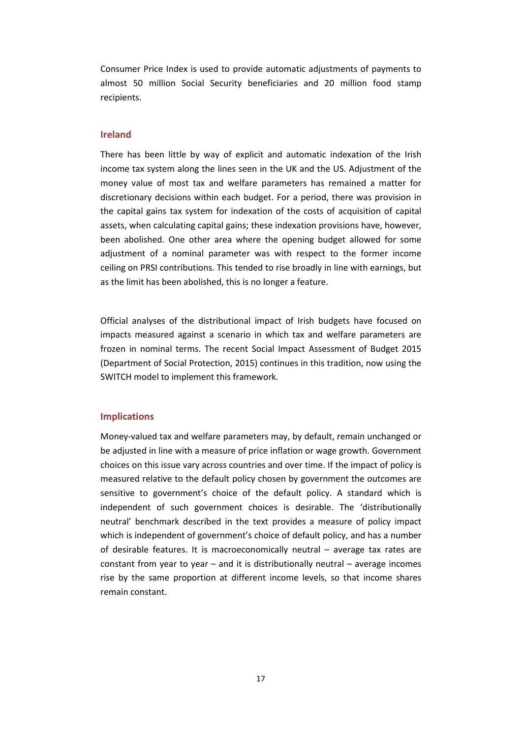Consumer Price Index is used to provide automatic adjustments of payments to almost 50 million Social Security beneficiaries and 20 million food stamp recipients.

### Ireland

There has been little by way of explicit and automatic indexation of the Irish income tax system along the lines seen in the UK and the US. Adjustment of the money value of most tax and welfare parameters has remained a matter for discretionary decisions within each budget. For a period, there was provision in the capital gains tax system for indexation of the costs of acquisition of capital assets, when calculating capital gains; these indexation provisions have, however, been abolished. One other area where the opening budget allowed for some adjustment of a nominal parameter was with respect to the former income ceiling on PRSI contributions. This tended to rise broadly in line with earnings, but as the limit has been abolished, this is no longer a feature.

Official analyses of the distributional impact of Irish budgets have focused on impacts measured against a scenario in which tax and welfare parameters are frozen in nominal terms. The recent Social Impact Assessment of Budget 2015 (Department of Social Protection, 2015) continues in this tradition, now using the SWITCH model to implement this framework.

### Implications

Money-valued tax and welfare parameters may, by default, remain unchanged or be adjusted in line with a measure of price inflation or wage growth. Government choices on this issue vary across countries and over time. If the impact of policy is measured relative to the default policy chosen by government the outcomes are sensitive to government's choice of the default policy. A standard which is independent of such government choices is desirable. The 'distributionally neutral' benchmark described in the text provides a measure of policy impact which is independent of government's choice of default policy, and has a number of desirable features. It is macroeconomically neutral – average tax rates are constant from year to year – and it is distributionally neutral – average incomes rise by the same proportion at different income levels, so that income shares remain constant.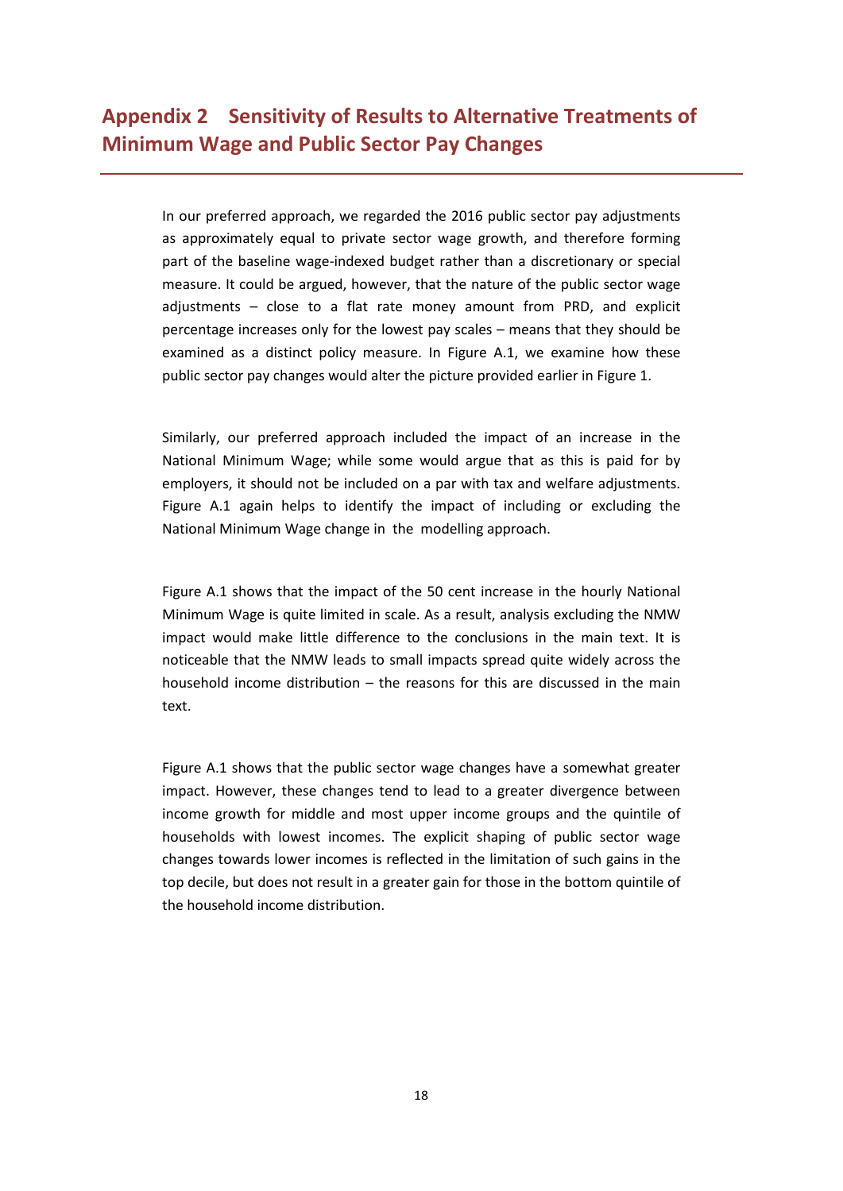## Appendix 2 Sensitivity of Results to Alternative Treatments of Minimum Wage and Public Sector Pay Changes

In our preferred approach, we regarded the 2016 public sector pay adjustments as approximately equal to private sector wage growth, and therefore forming part of the baseline wage-indexed budget rather than a discretionary or special measure. It could be argued, however, that the nature of the public sector wage adjustments – close to a flat rate money amount from PRD, and explicit percentage increases only for the lowest pay scales – means that they should be examined as a distinct policy measure. In Figure A.1, we examine how these public sector pay changes would alter the picture provided earlier in Figure 1.

Similarly, our preferred approach included the impact of an increase in the National Minimum Wage; while some would argue that as this is paid for by employers, it should not be included on a par with tax and welfare adjustments. Figure A.1 again helps to identify the impact of including or excluding the National Minimum Wage change in the modelling approach.

Figure A.1 shows that the impact of the 50 cent increase in the hourly National Minimum Wage is quite limited in scale. As a result, analysis excluding the NMW impact would make little difference to the conclusions in the main text. It is noticeable that the NMW leads to small impacts spread quite widely across the household income distribution – the reasons for this are discussed in the main text.

Figure A.1 shows that the public sector wage changes have a somewhat greater impact. However, these changes tend to lead to a greater divergence between income growth for middle and most upper income groups and the quintile of households with lowest incomes. The explicit shaping of public sector wage changes towards lower incomes is reflected in the limitation of such gains in the top decile, but does not result in a greater gain for those in the bottom quintile of the household income distribution.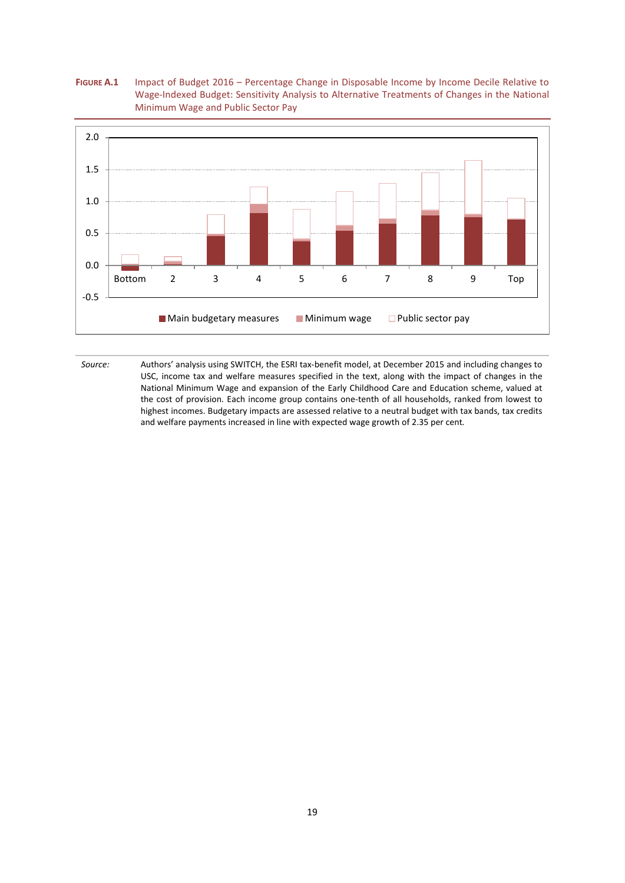**FIGURE A.1** Impact of Budget 2016 – Percentage Change in Disposable Income by Income Decile Relative to Wage-Indexed Budget: Sensitivity Analysis to Alternative Treatments of Changes in the National Minimum Wage and Public Sector Pay

*Source:* Authors' analysis using SWITCH, the ESRI tax-benefit model, at December 2015 and including changes to USC, income tax and welfare measures specified in the text, along with the impact of changes in the National Minimum Wage and expansion of the Early Childhood Care and Education scheme, valued at the cost of provision. Each income group contains one-tenth of all households, ranked from lowest to highest incomes. Budgetary impacts are assessed relative to a neutral budget with tax bands, tax credits and welfare payments increased in line with expected wage growth of 2.35 per cent.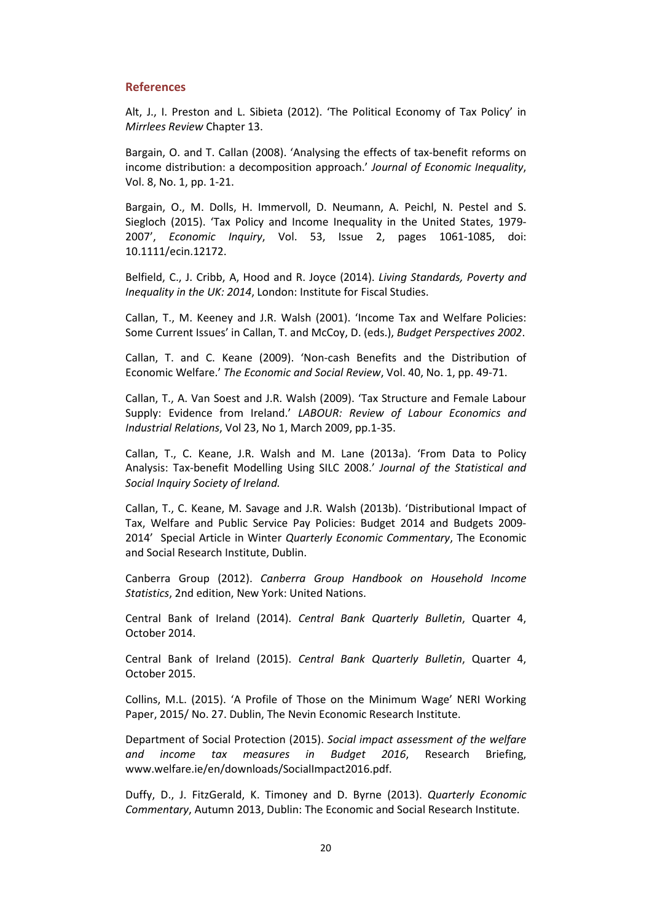## References

Alt, J., I. Preston and L. Sibieta (2012). 'The Political Economy of Tax Policy' in *Mirrlees Review* Chapter 13.

Bargain, O. and T. Callan (2008). 'Analysing the effects of tax-benefit reforms on income distribution: a decomposition approach.' *Journal of Economic Inequality*, Vol. 8, No. 1, pp. 1-21.

Bargain, O., M. Dolls, H. Immervoll, D. Neumann, A. Peichl, N. Pestel and S. Siegloch (2015). 'Tax Policy and Income Inequality in the United States, 1979-2007', *Economic Inquiry*, Vol. 53, Issue 2, pages 1061-1085, doi: 10.1111/ecin.12172.

Belfield, C., J. Cribb, A, Hood and R. Joyce (2014). *Living Standards, Poverty and Inequality in the UK: 2014*, London: Institute for Fiscal Studies.

Callan, T., M. Keeney and J.R. Walsh (2001). 'Income Tax and Welfare Policies: Some Current Issues' in Callan, T. and McCoy, D. (eds.), *Budget Perspectives 2002*.

Callan, T. and C. Keane (2009). 'Non-cash Benefits and the Distribution of Economic Welfare.' *The Economic and Social Review*, Vol. 40, No. 1, pp. 49-71.

Callan, T., A. Van Soest and J.R. Walsh (2009). 'Tax Structure and Female Labour Supply: Evidence from Ireland.' *LABOUR: Review of Labour Economics and Industrial Relations*, Vol 23, No 1, March 2009, pp.1-35.

Callan, T., C. Keane, J.R. Walsh and M. Lane (2013a). 'From Data to Policy Analysis: Tax-benefit Modelling Using SILC 2008.' *Journal of the Statistical and Social Inquiry Society of Ireland.*

Callan, T., C. Keane, M. Savage and J.R. Walsh (2013b). 'Distributional Impact of Tax, Welfare and Public Service Pay Policies: Budget 2014 and Budgets 2009-2014' Special Article in Winter *Quarterly Economic Commentary*, The Economic and Social Research Institute, Dublin.

Canberra Group (2012). *Canberra Group Handbook on Household Income Statistics*, 2nd edition, New York: United Nations.

Central Bank of Ireland (2014). *Central Bank Quarterly Bulletin*, Quarter 4, October 2014.

Central Bank of Ireland (2015). *Central Bank Quarterly Bulletin*, Quarter 4, October 2015.

Collins, M.L. (2015). 'A Profile of Those on the Minimum Wage' NERI Working Paper, 2015/ No. 27. Dublin, The Nevin Economic Research Institute.

Department of Social Protection (2015). *Social impact assessment of the welfare and income tax measures in Budget 2016*, Research Briefing, www.welfare.ie/en/downloads/SocialImpact2016.pdf.

Duffy, D., J. FitzGerald, K. Timoney and D. Byrne (2013). *Quarterly Economic Commentary*, Autumn 2013, Dublin: The Economic and Social Research Institute.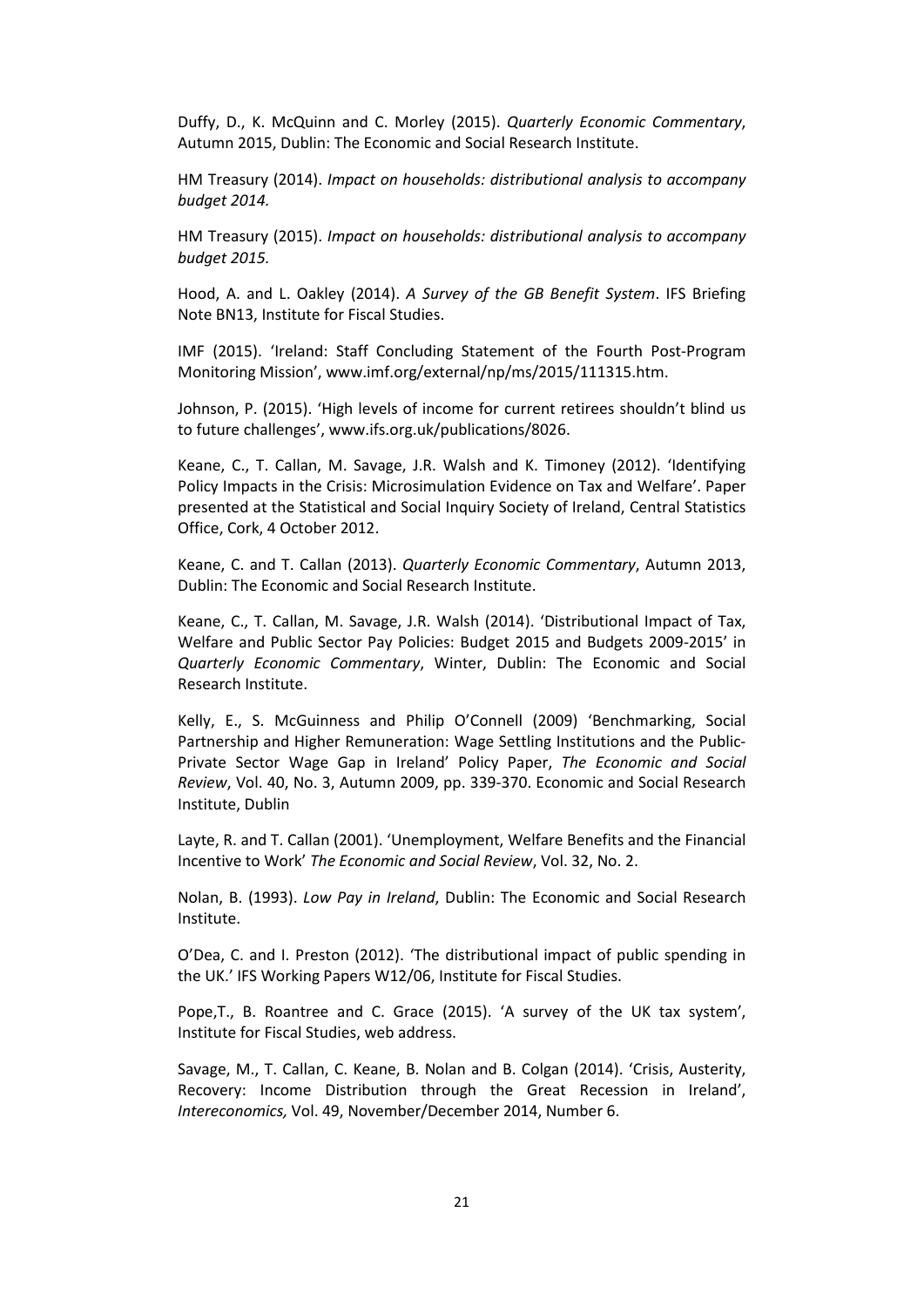Duffy, D., K. McQuinn and C. Morley (2015). *Quarterly Economic Commentary*, Autumn 2015, Dublin: The Economic and Social Research Institute.

HM Treasury (2014). *Impact on households: distributional analysis to accompany budget 2014.*

HM Treasury (2015). *Impact on households: distributional analysis to accompany budget 2015.*

Hood, A. and L. Oakley (2014). *A Survey of the GB Benefit System*. IFS Briefing Note BN13, Institute for Fiscal Studies.

IMF (2015). 'Ireland: Staff Concluding Statement of the Fourth Post-Program Monitoring Mission', www.imf.org/external/np/ms/2015/111315.htm.

Johnson, P. (2015). 'High levels of income for current retirees shouldn't blind us to future challenges', www.ifs.org.uk/publications/8026.

Keane, C., T. Callan, M. Savage, J.R. Walsh and K. Timoney (2012). 'Identifying Policy Impacts in the Crisis: Microsimulation Evidence on Tax and Welfare'. Paper presented at the Statistical and Social Inquiry Society of Ireland, Central Statistics Office, Cork, 4 October 2012.

Keane, C. and T. Callan (2013). *Quarterly Economic Commentary*, Autumn 2013, Dublin: The Economic and Social Research Institute.

Keane, C., T. Callan, M. Savage, J.R. Walsh (2014). 'Distributional Impact of Tax, Welfare and Public Sector Pay Policies: Budget 2015 and Budgets 2009-2015' in *Quarterly Economic Commentary*, Winter, Dublin: The Economic and Social Research Institute.

Kelly, E., S. McGuinness and Philip O'Connell (2009) 'Benchmarking, Social Partnership and Higher Remuneration: Wage Settling Institutions and the Public-Private Sector Wage Gap in Ireland' Policy Paper, *The Economic and Social Review*, Vol. 40, No. 3, Autumn 2009, pp. 339-370. Economic and Social Research Institute, Dublin

Layte, R. and T. Callan (2001). 'Unemployment, Welfare Benefits and the Financial Incentive to Work' *The Economic and Social Review*, Vol. 32, No. 2.

Nolan, B. (1993). *Low Pay in Ireland*, Dublin: The Economic and Social Research Institute.

O'Dea, C. and I. Preston (2012). 'The distributional impact of public spending in the UK.' IFS Working Papers W12/06, Institute for Fiscal Studies.

Pope,T., B. Roantree and C. Grace (2015). 'A survey of the UK tax system', Institute for Fiscal Studies, web address.

Savage, M., T. Callan, C. Keane, B. Nolan and B. Colgan (2014). 'Crisis, Austerity, Recovery: Income Distribution through the Great Recession in Ireland', *Intereconomics,* Vol. 49, November/December 2014, Number 6.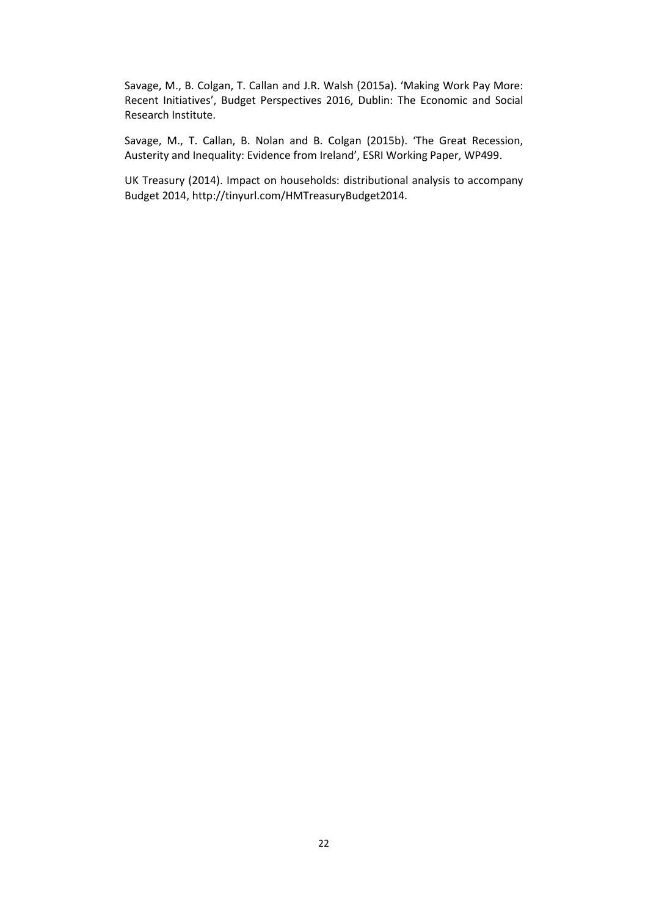Savage, M., B. Colgan, T. Callan and J.R. Walsh (2015a). 'Making Work Pay More: Recent Initiatives', Budget Perspectives 2016, Dublin: The Economic and Social Research Institute.

Savage, M., T. Callan, B. Nolan and B. Colgan (2015b). 'The Great Recession, Austerity and Inequality: Evidence from Ireland', ESRI Working Paper, WP499.

UK Treasury (2014). Impact on households: distributional analysis to accompany Budget 2014, http://tinyurl.com/HMTreasuryBudget2014.